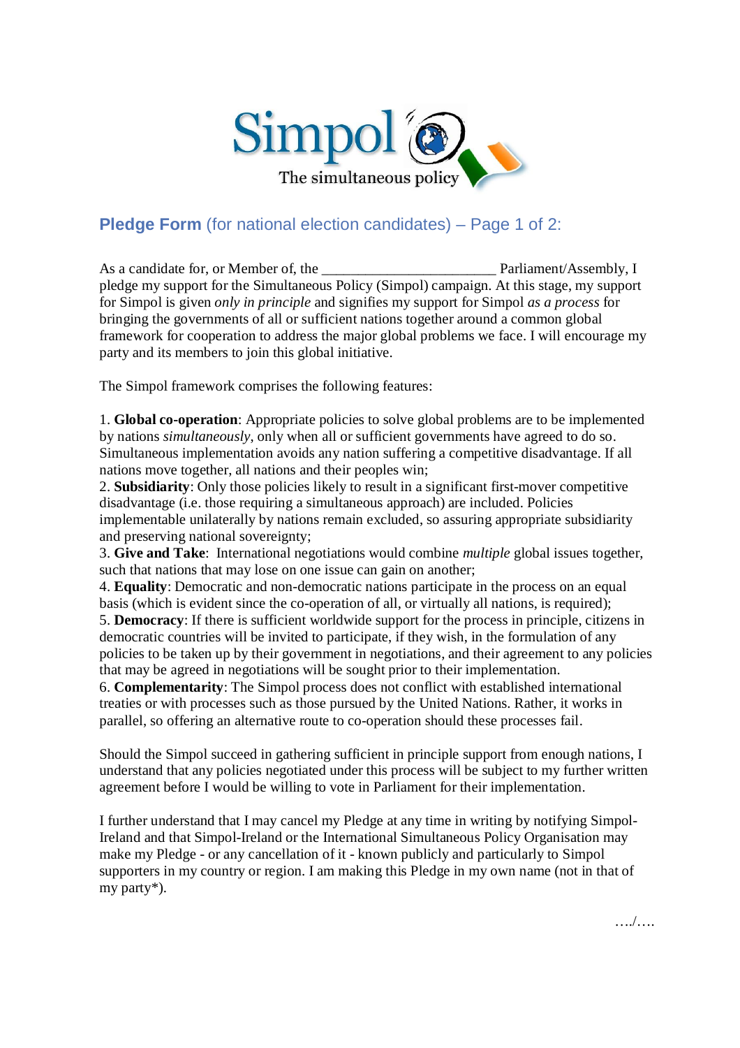Simpol

The simultaneous policy

## **Pledge Form** (for national election candidates) – Page 1 of 2:

As a candidate for, or Member of, the ________________________ Parliament/Assembly, I pledge my support for the Simultaneous Policy (Simpol) campaign. At this stage, my support for Simpol is given *only in principle* and signifies my support for Simpol *as a process* for bringing the governments of all or sufficient nations together around a common global framework for cooperation to address the major global problems we face. I will encourage my party and its members to join this global initiative.

The Simpol framework comprises the following features:

1. **Global co-operation**: Appropriate policies to solve global problems are to be implemented by nations *simultaneously*, only when all or sufficient governments have agreed to do so. Simultaneous implementation avoids any nation suffering a competitive disadvantage. If all nations move together, all nations and their peoples win;
2. **Subsidiarity**: Only those policies likely to result in a significant first-mover competitive disadvantage (i.e. those requiring a simultaneous approach) are included. Policies implementable unilaterally by nations remain excluded, so assuring appropriate subsidiarity and preserving national sovereignty;
3. **Give and Take**: International negotiations would combine *multiple* global issues together, such that nations that may lose on one issue can gain on another;
4. **Equality**: Democratic and non-democratic nations participate in the process on an equal basis (which is evident since the co-operation of all, or virtually all nations, is required);
5. **Democracy**: If there is sufficient worldwide support for the process in principle, citizens in democratic countries will be invited to participate, if they wish, in the formulation of any policies to be taken up by their government in negotiations, and their agreement to any policies that may be agreed in negotiations will be sought prior to their implementation.
6. **Complementarity**: The Simpol process does not conflict with established international treaties or with processes such as those pursued by the United Nations. Rather, it works in parallel, so offering an alternative route to co-operation should these processes fail.

Should the Simpol succeed in gathering sufficient in principle support from enough nations, I understand that any policies negotiated under this process will be subject to my further written agreement before I would be willing to vote in Parliament for their implementation.

I further understand that I may cancel my Pledge at any time in writing by notifying Simpol-Ireland and that Simpol-Ireland or the International Simultaneous Policy Organisation may make my Pledge - or any cancellation of it - known publicly and particularly to Simpol supporters in my country or region. I am making this Pledge in my own name (not in that of my party*).

…./….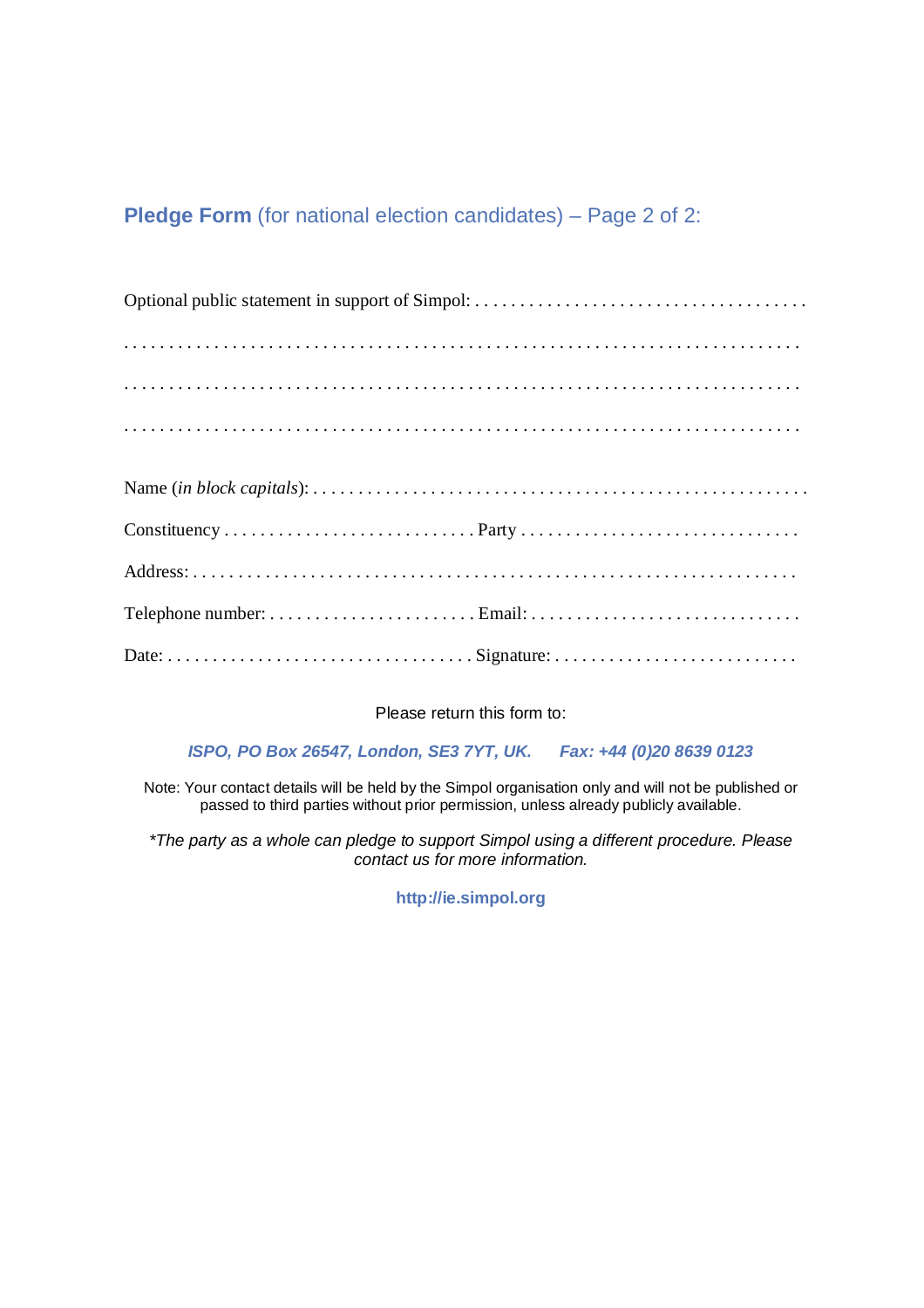## **Pledge Form** (for national election candidates) – Page 2 of 2:

Optional public statement in support of Simpol: . . . . . . . . . . . . . . . . . . . . . . . . . . . . . . . . . . . .

. . . . . . . . . . . . . . . . . . . . . . . . . . . . . . . . . . . . . . . . . . . . . . . . . . . . . . . . . . . . . . . . . . . . . . . .

. . . . . . . . . . . . . . . . . . . . . . . . . . . . . . . . . . . . . . . . . . . . . . . . . . . . . . . . . . . . . . . . . . . . . . . .

. . . . . . . . . . . . . . . . . . . . . . . . . . . . . . . . . . . . . . . . . . . . . . . . . . . . . . . . . . . . . . . . . . . . . . . .

Name (*in block capitals*): . . . . . . . . . . . . . . . . . . . . . . . . . . . . . . . . . . . . . . . . . . . . . . . . . . . . .

Constituency . . . . . . . . . . . . . . . . . . . . . . . . . . . . Party . . . . . . . . . . . . . . . . . . . . . . . . . . . . . .

Address: . . . . . . . . . . . . . . . . . . . . . . . . . . . . . . . . . . . . . . . . . . . . . . . . . . . . . . . . . . . . . . . . . .

Telephone number: . . . . . . . . . . . . . . . . . . . . . . . Email: . . . . . . . . . . . . . . . . . . . . . . . . . . . . . .

Date: . . . . . . . . . . . . . . . . . . . . . . . . . . . . . . . . . Signature: . . . . . . . . . . . . . . . . . . . . . . . . . . .

Please return this form to:

***ISPO, PO Box 26547, London, SE3 7YT, UK.     Fax: +44 (0)20 8639 0123***

Note: Your contact details will be held by the Simpol organisation only and will not be published or passed to third parties without prior permission, unless already publicly available.

**The party as a whole can pledge to support Simpol using a different procedure. Please contact us for more information.*

**http://ie.simpol.org**